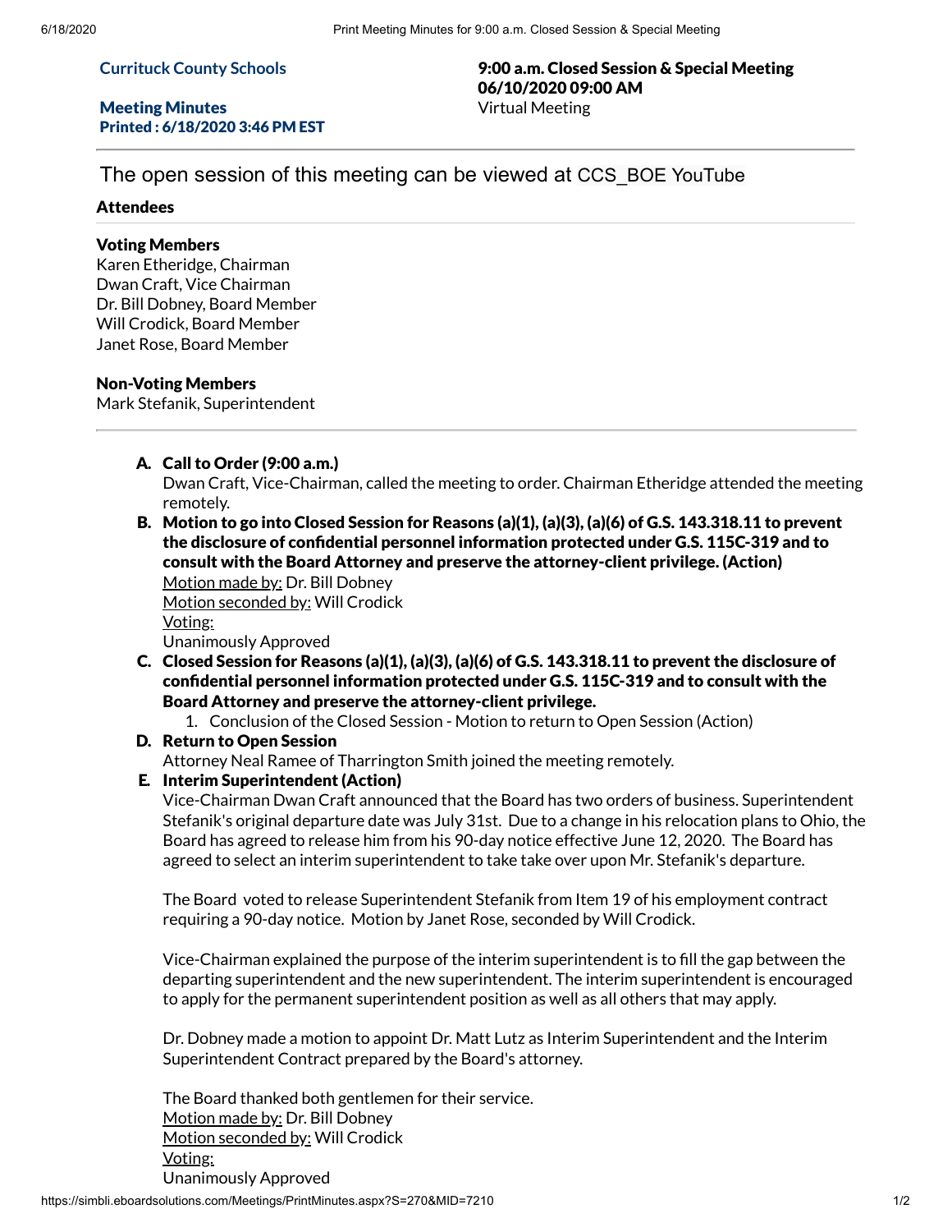**Currituck County Schools**

**Meeting Minutes**
**Printed : 6/18/2020 3:46 PM EST**

**9:00 a.m. Closed Session & Special Meeting**
**06/10/2020 09:00 AM**
Virtual Meeting

The open session of this meeting can be viewed at CCS_BOE YouTube

### Attendees

**Voting Members**
Karen Etheridge, Chairman
Dwan Craft, Vice Chairman
Dr. Bill Dobney, Board Member
Will Crodick, Board Member
Janet Rose, Board Member

**Non-Voting Members**
Mark Stefanik, Superintendent

---

**A. Call to Order (9:00 a.m.)**

Dwan Craft, Vice-Chairman, called the meeting to order. Chairman Etheridge attended the meeting remotely.

**B. Motion to go into Closed Session for Reasons (a)(1), (a)(3), (a)(6) of G.S. 143.318.11 to prevent the disclosure of confidential personnel information protected under G.S. 115C-319 and to consult with the Board Attorney and preserve the attorney-client privilege. (Action)**

Motion made by: Dr. Bill Dobney
Motion seconded by: Will Crodick
Voting:
Unanimously Approved

**C. Closed Session for Reasons (a)(1), (a)(3), (a)(6) of G.S. 143.318.11 to prevent the disclosure of confidential personnel information protected under G.S. 115C-319 and to consult with the Board Attorney and preserve the attorney-client privilege.**

1. Conclusion of the Closed Session - Motion to return to Open Session (Action)

**D. Return to Open Session**

Attorney Neal Ramee of Tharrington Smith joined the meeting remotely.

**E. Interim Superintendent (Action)**

Vice-Chairman Dwan Craft announced that the Board has two orders of business. Superintendent Stefanik's original departure date was July 31st. Due to a change in his relocation plans to Ohio, the Board has agreed to release him from his 90-day notice effective June 12, 2020. The Board has agreed to select an interim superintendent to take take over upon Mr. Stefanik's departure.

The Board voted to release Superintendent Stefanik from Item 19 of his employment contract requiring a 90-day notice. Motion by Janet Rose, seconded by Will Crodick.

Vice-Chairman explained the purpose of the interim superintendent is to fill the gap between the departing superintendent and the new superintendent. The interim superintendent is encouraged to apply for the permanent superintendent position as well as all others that may apply.

Dr. Dobney made a motion to appoint Dr. Matt Lutz as Interim Superintendent and the Interim Superintendent Contract prepared by the Board's attorney.

The Board thanked both gentlemen for their service.
Motion made by: Dr. Bill Dobney
Motion seconded by: Will Crodick
Voting:
Unanimously Approved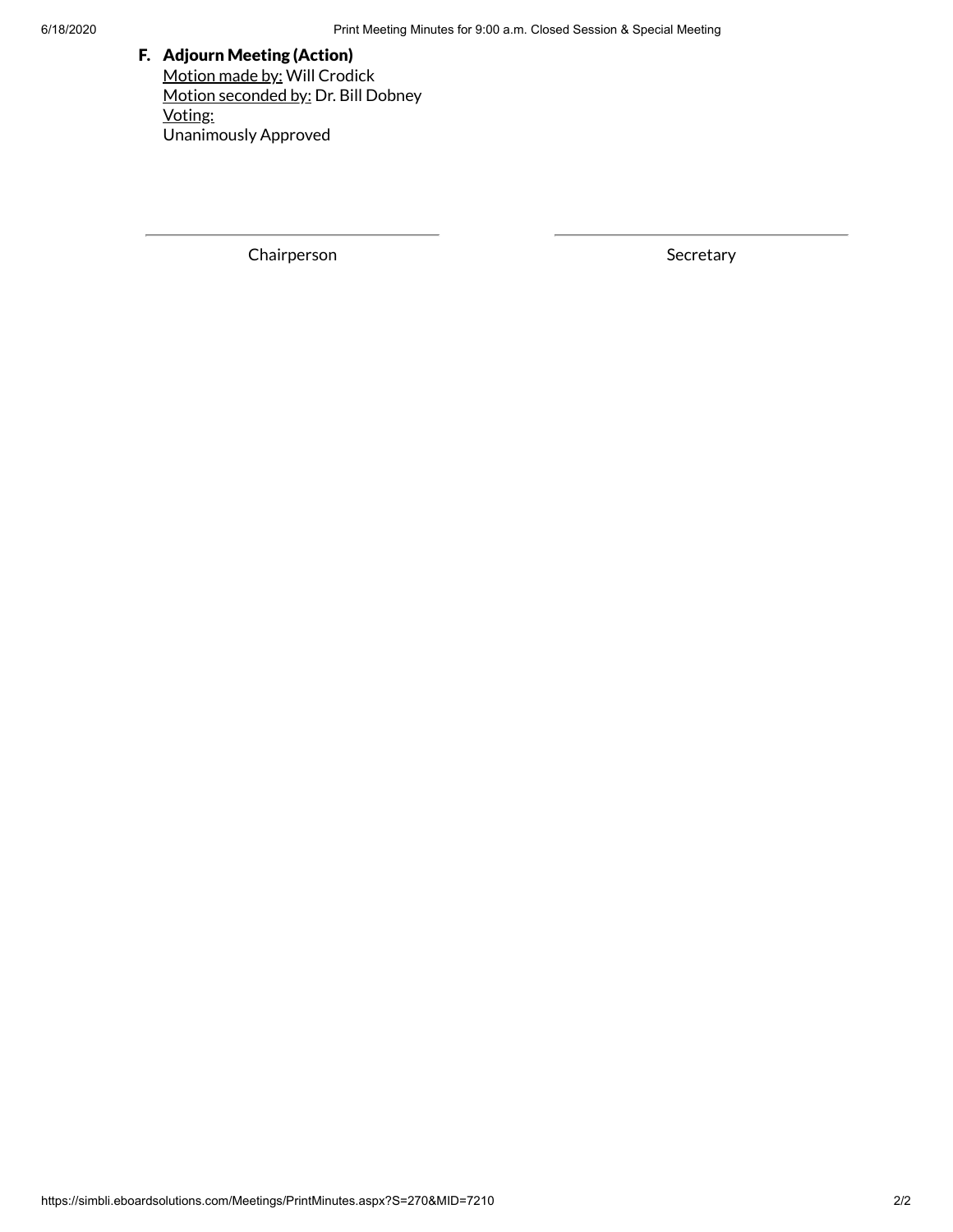### F. Adjourn Meeting (Action)

Motion made by: Will Crodick
Motion seconded by: Dr. Bill Dobney
Voting:
Unanimously Approved

| | |
|---|---|
| Chairperson | Secretary |